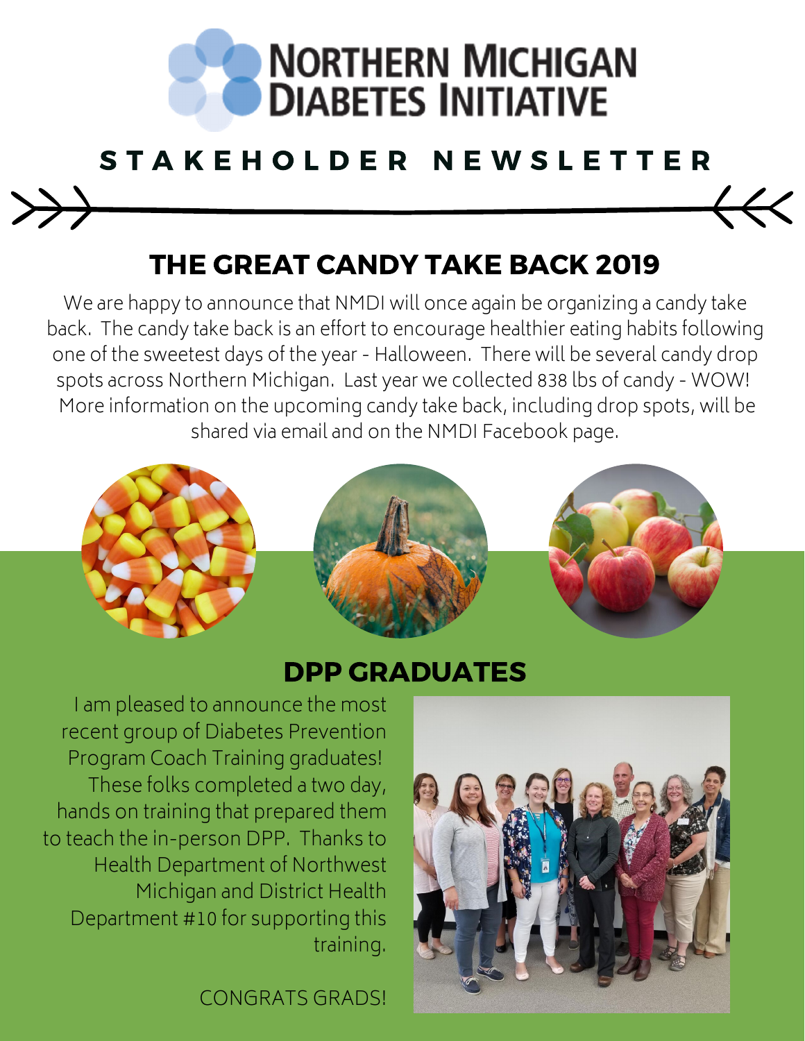# NORTHERN MICHIGAN DIABETES INITIATIVE

## STAKEHOLDER NEWSLETTER

## THE GREAT CANDY TAKE BACK 2019

We are happy to announce that NMDI will once again be organizing a candy take back. The candy take back is an effort to encourage healthier eating habits following one of the sweetest days of the year - Halloween. There will be several candy drop spots across Northern Michigan. Last year we collected 838 lbs of candy - WOW! More information on the upcoming candy take back, including drop spots, will be shared via email and on the NMDI Facebook page.

## DPP GRADUATES

I am pleased to announce the most recent group of Diabetes Prevention Program Coach Training graduates! These folks completed a two day, hands on training that prepared them to teach the in-person DPP. Thanks to Health Department of Northwest Michigan and District Health Department #10 for supporting this training.

CONGRATS GRADS!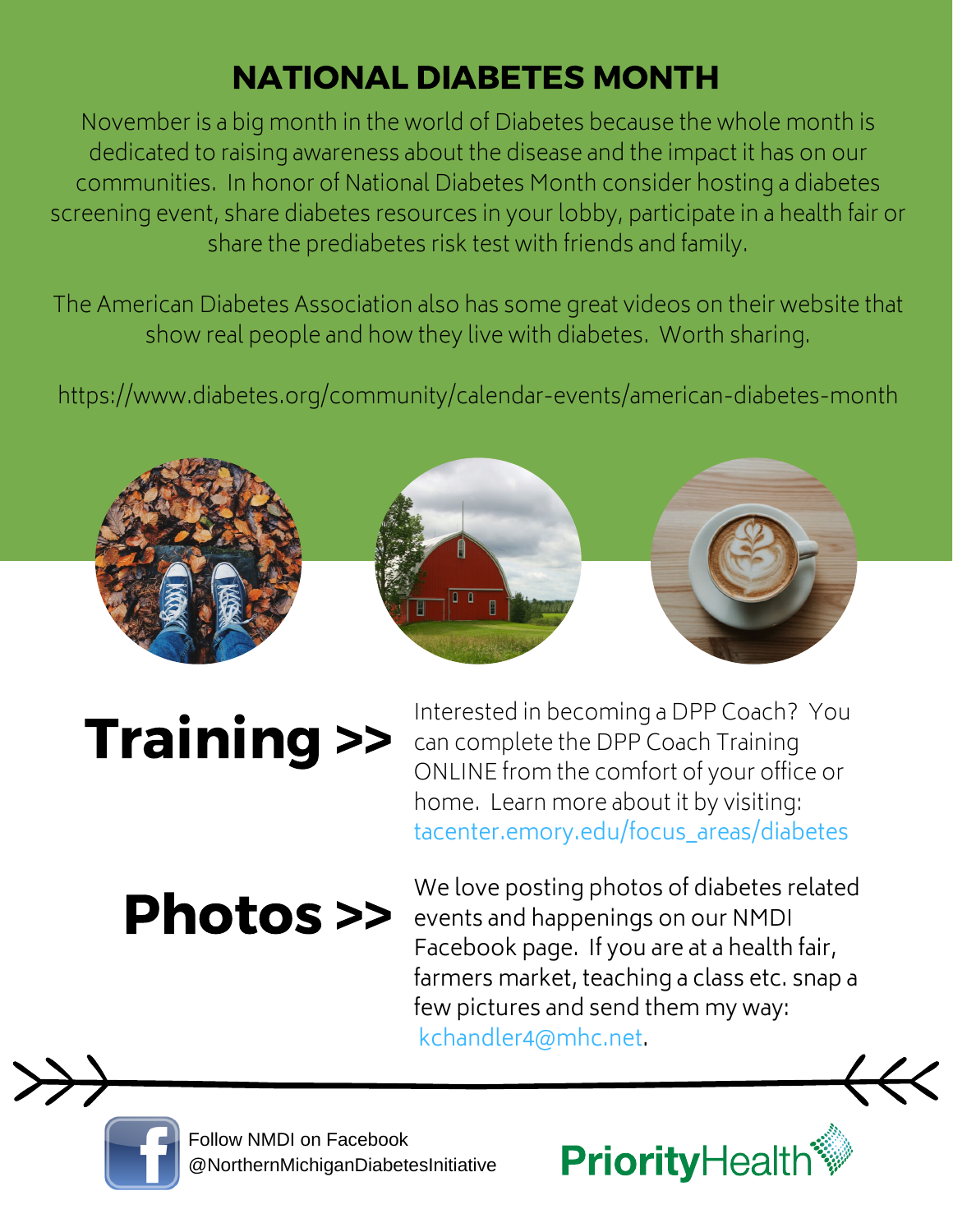# NATIONAL DIABETES MONTH

November is a big month in the world of Diabetes because the whole month is dedicated to raising awareness about the disease and the impact it has on our communities. In honor of National Diabetes Month consider hosting a diabetes screening event, share diabetes resources in your lobby, participate in a health fair or share the prediabetes risk test with friends and family.

The American Diabetes Association also has some great videos on their website that show real people and how they live with diabetes. Worth sharing.

https://www.diabetes.org/community/calendar-events/american-diabetes-month

## Training >>

Interested in becoming a DPP Coach? You can complete the DPP Coach Training ONLINE from the comfort of your office or home. Learn more about it by visiting: tacenter.emory.edu/focus_areas/diabetes

## Photos >>

We love posting photos of diabetes related events and happenings on our NMDI Facebook page. If you are at a health fair, farmers market, teaching a class etc. snap a few pictures and send them my way: kchandler4@mhc.net.

Follow NMDI on Facebook
@NorthernMichiganDiabetesInitiative

PriorityHealth